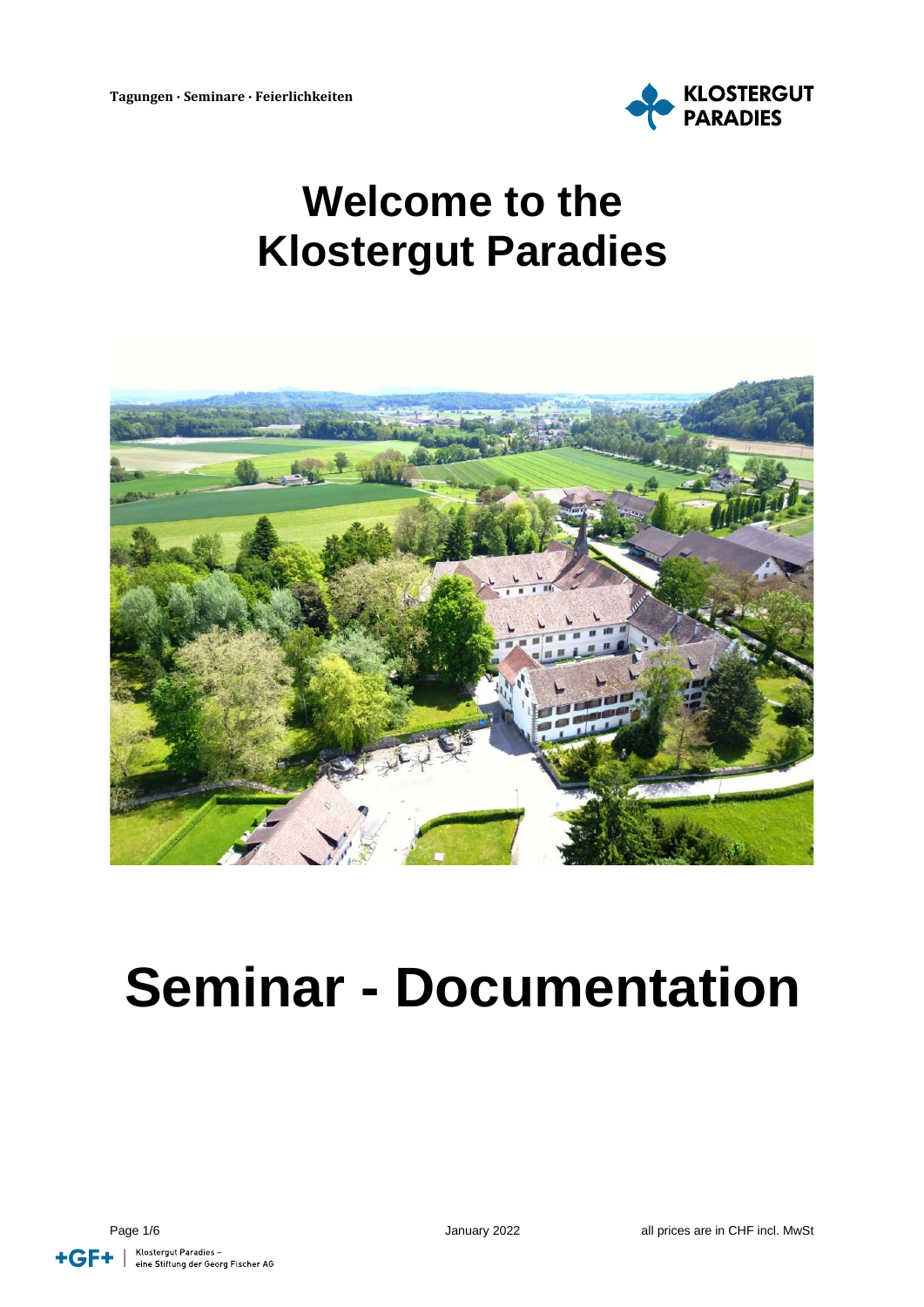Tagungen · Seminare · Feierlichkeiten

KLOSTERGUT PARADIES

# Welcome to the Klostergut Paradies

# Seminar - Documentation

January 2022

all prices are in CHF incl. MwSt

Klostergut Paradies – eine Stiftung der Georg Fischer AG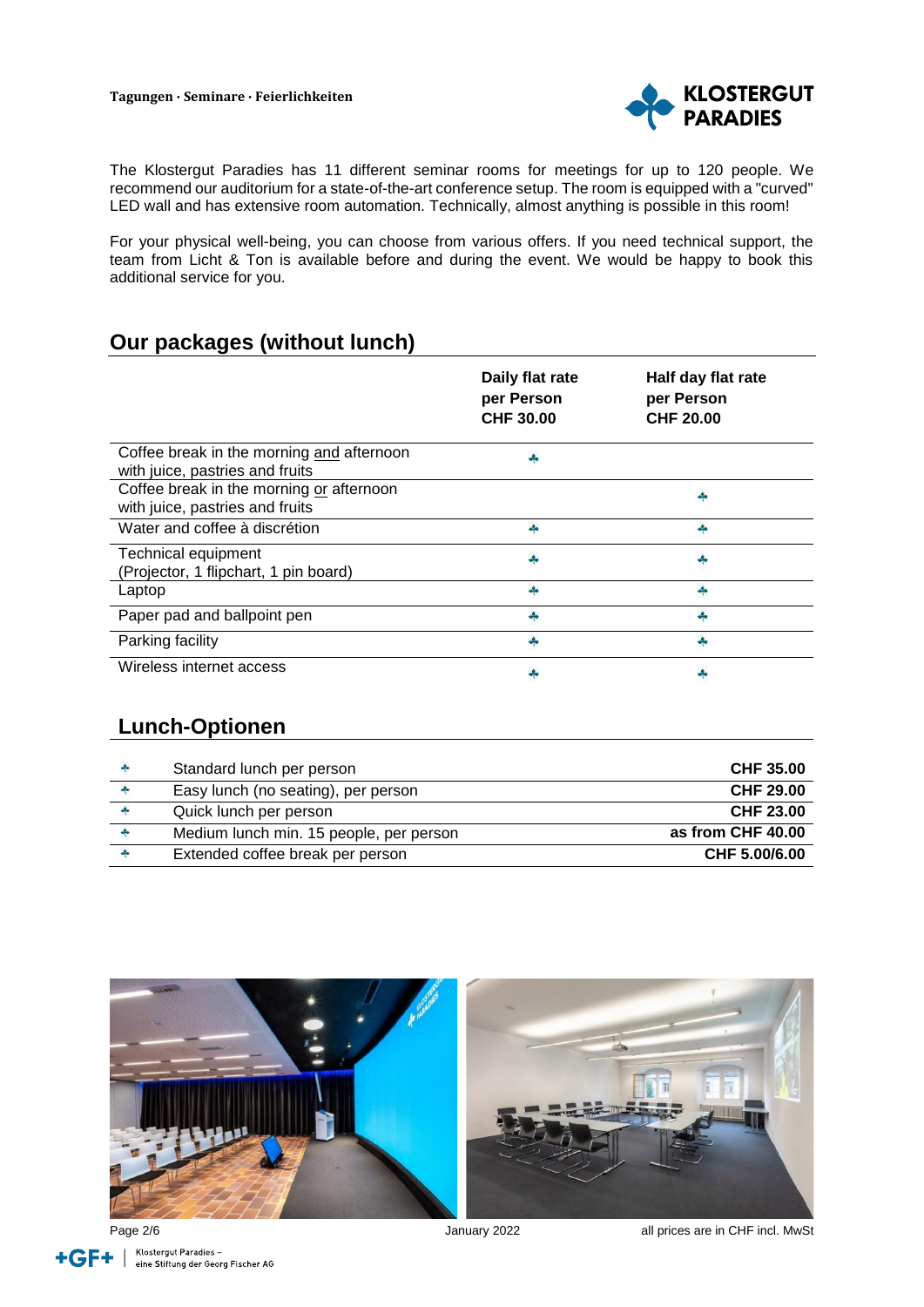The Klostergut Paradies has 11 different seminar rooms for meetings for up to 120 people. We recommend our auditorium for a state-of-the-art conference setup. The room is equipped with a "curved" LED wall and has extensive room automation. Technically, almost anything is possible in this room!

For your physical well-being, you can choose from various offers. If you need technical support, the team from Licht & Ton is available before and during the event. We would be happy to book this additional service for you.

## Our packages (without lunch)

| | **Daily flat rate per Person CHF 30.00** | **Half day flat rate per Person CHF 20.00** |
|---|---|---|
| Coffee break in the morning and afternoon with juice, pastries and fruits | ✣ | |
| Coffee break in the morning or afternoon with juice, pastries and fruits | | ✣ |
| Water and coffee à discrétion | ✣ | ✣ |
| Technical equipment (Projector, 1 flipchart, 1 pin board) | ✣ | ✣ |
| Laptop | ✣ | ✣ |
| Paper pad and ballpoint pen | ✣ | ✣ |
| Parking facility | ✣ | ✣ |
| Wireless internet access | ✣ | ✣ |

## Lunch-Optionen

| | | |
|---|---|---|
| ✣ | Standard lunch per person | **CHF 35.00** |
| ✣ | Easy lunch (no seating), per person | **CHF 29.00** |
| ✣ | Quick lunch per person | **CHF 23.00** |
| ✣ | Medium lunch min. 15 people, per person | **as from CHF 40.00** |
| ✣ | Extended coffee break per person | **CHF 5.00/6.00** |

January 2022

all prices are in CHF incl. MwSt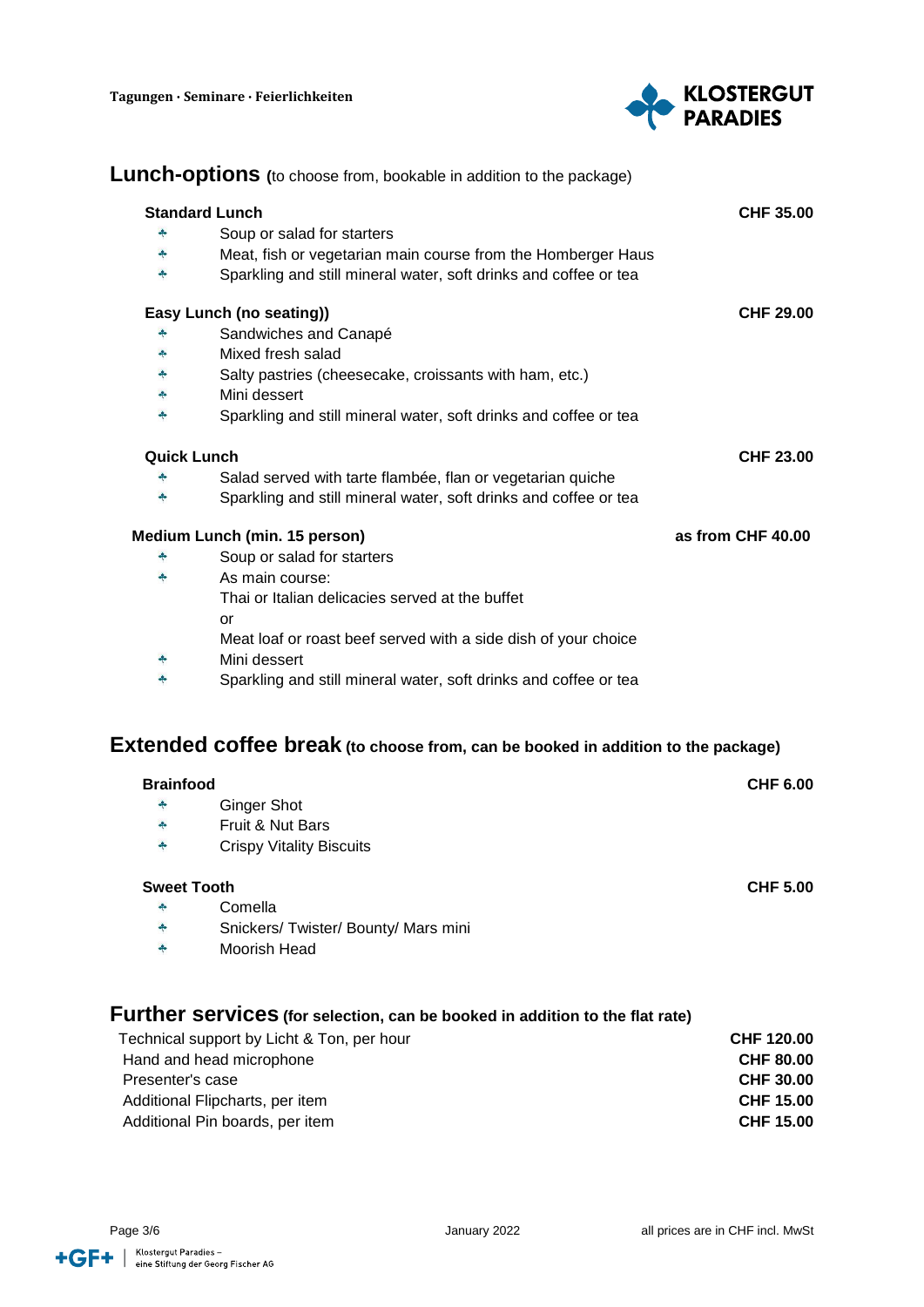## Lunch-options (to choose from, bookable in addition to the package)

**Standard Lunch** **CHF 35.00**

- Soup or salad for starters
- Meat, fish or vegetarian main course from the Homberger Haus
- Sparkling and still mineral water, soft drinks and coffee or tea

**Easy Lunch (no seating))** **CHF 29.00**

- Sandwiches and Canapé
- Mixed fresh salad
- Salty pastries (cheesecake, croissants with ham, etc.)
- Mini dessert
- Sparkling and still mineral water, soft drinks and coffee or tea

**Quick Lunch** **CHF 23.00**

- Salad served with tarte flambée, flan or vegetarian quiche
- Sparkling and still mineral water, soft drinks and coffee or tea

**Medium Lunch (min. 15 person)** **as from CHF 40.00**

- Soup or salad for starters
- As main course:
  Thai or Italian delicacies served at the buffet
  or
  Meat loaf or roast beef served with a side dish of your choice
- Mini dessert
- Sparkling and still mineral water, soft drinks and coffee or tea

## Extended coffee break (to choose from, can be booked in addition to the package)

**Brainfood** **CHF 6.00**

- Ginger Shot
- Fruit & Nut Bars
- Crispy Vitality Biscuits

**Sweet Tooth** **CHF 5.00**

- Comella
- Snickers/ Twister/ Bounty/ Mars mini
- Moorish Head

## Further services (for selection, can be booked in addition to the flat rate)

| | |
|---|---|
| Technical support by Licht & Ton, per hour | **CHF 120.00** |
| Hand and head microphone | **CHF 80.00** |
| Presenter's case | **CHF 30.00** |
| Additional Flipcharts, per item | **CHF 15.00** |
| Additional Pin boards, per item | **CHF 15.00** |

January 2022 — all prices are in CHF incl. MwSt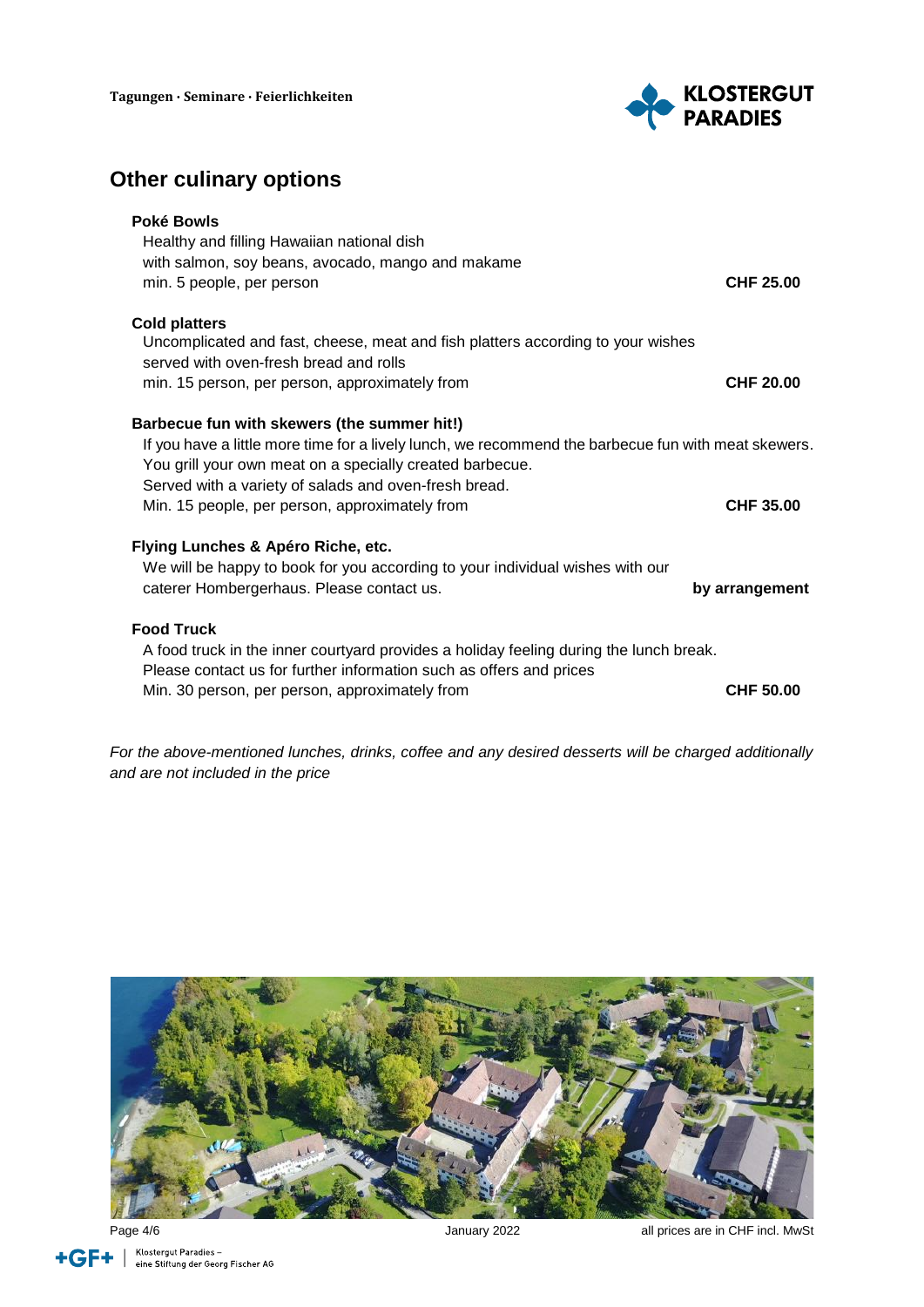## Other culinary options

**Poké Bowls**

Healthy and filling Hawaiian national dish
with salmon, soy beans, avocado, mango and makame
min. 5 people, per person **CHF 25.00**

**Cold platters**

Uncomplicated and fast, cheese, meat and fish platters according to your wishes
served with oven-fresh bread and rolls
min. 15 person, per person, approximately from **CHF 20.00**

**Barbecue fun with skewers (the summer hit!)**

If you have a little more time for a lively lunch, we recommend the barbecue fun with meat skewers.
You grill your own meat on a specially created barbecue.
Served with a variety of salads and oven-fresh bread.
Min. 15 people, per person, approximately from **CHF 35.00**

**Flying Lunches & Apéro Riche, etc.**

We will be happy to book for you according to your individual wishes with our
caterer Hombergerhaus. Please contact us. **by arrangement**

**Food Truck**

A food truck in the inner courtyard provides a holiday feeling during the lunch break.
Please contact us for further information such as offers and prices
Min. 30 person, per person, approximately from **CHF 50.00**

*For the above-mentioned lunches, drinks, coffee and any desired desserts will be charged additionally and are not included in the price*

January 2022

all prices are in CHF incl. MwSt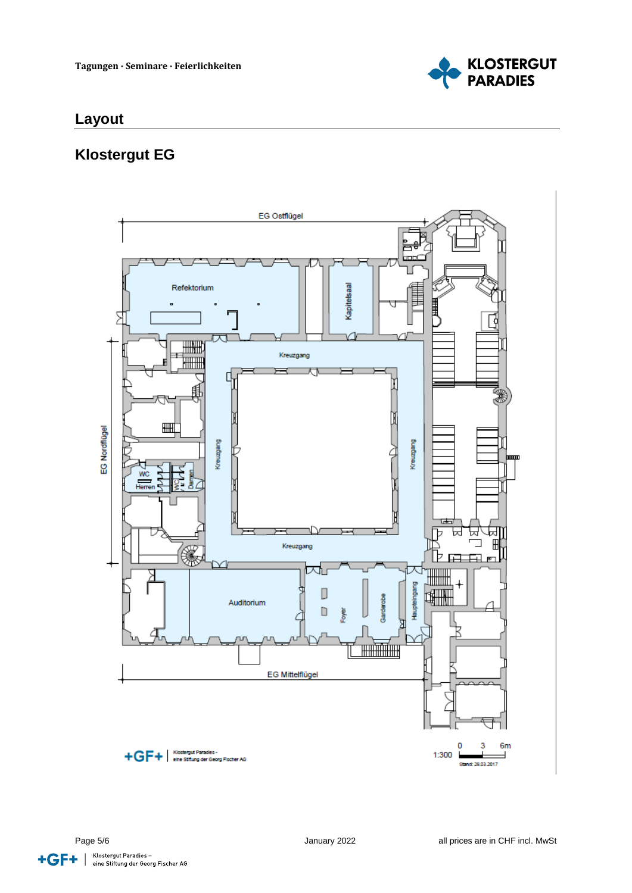Tagungen · Seminare · Feierlichkeiten

# Layout

## Klostergut EG

EG Ostflügel

Refektorium

Kapitelsaal

Kreuzgang

EG Nordflügel

WC Herren

WC Damen

Kreuzgang

Kreuzgang

Kreuzgang

Auditorium

Foyer

Garderobe

Haupteingang

EG Mittelflügel

+GF+ | Klostergut Paradies - eine Stiftung der Georg Fischer AG

1:300 0 3 6m

Stand: 28.03.2017

January 2022

all prices are in CHF incl. MwSt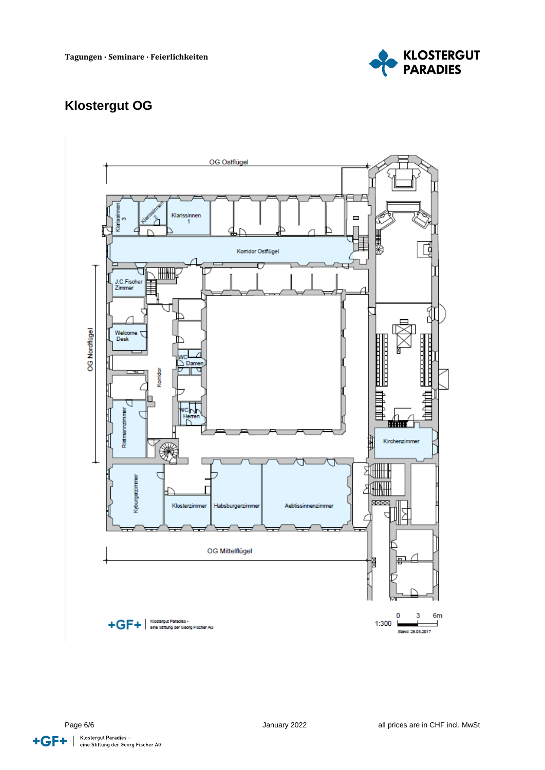Tagungen · Seminare · Feierlichkeiten

# Klostergut OG

OG Ostflügel

Klarissinnen 3

Klarissinnen 2

Klarissinnen 1

Korridor Ostflügel

J.C.Fischer Zimmer

Welcome Desk

WC Damen

Korridor

WC Herren

Rietmannzimmer

OG Nordflügel

Kirchenzimmer

Kyburgerzimmer

Klosterzimmer

Habsburgerzimmer

Aebtissinnenzimmer

OG Mittelflügel

Klostergut Paradies - eine Stiftung der Georg Fischer AG

1:300

0 3 6m

Stand: 28.03.2017

January 2022

all prices are in CHF incl. MwSt